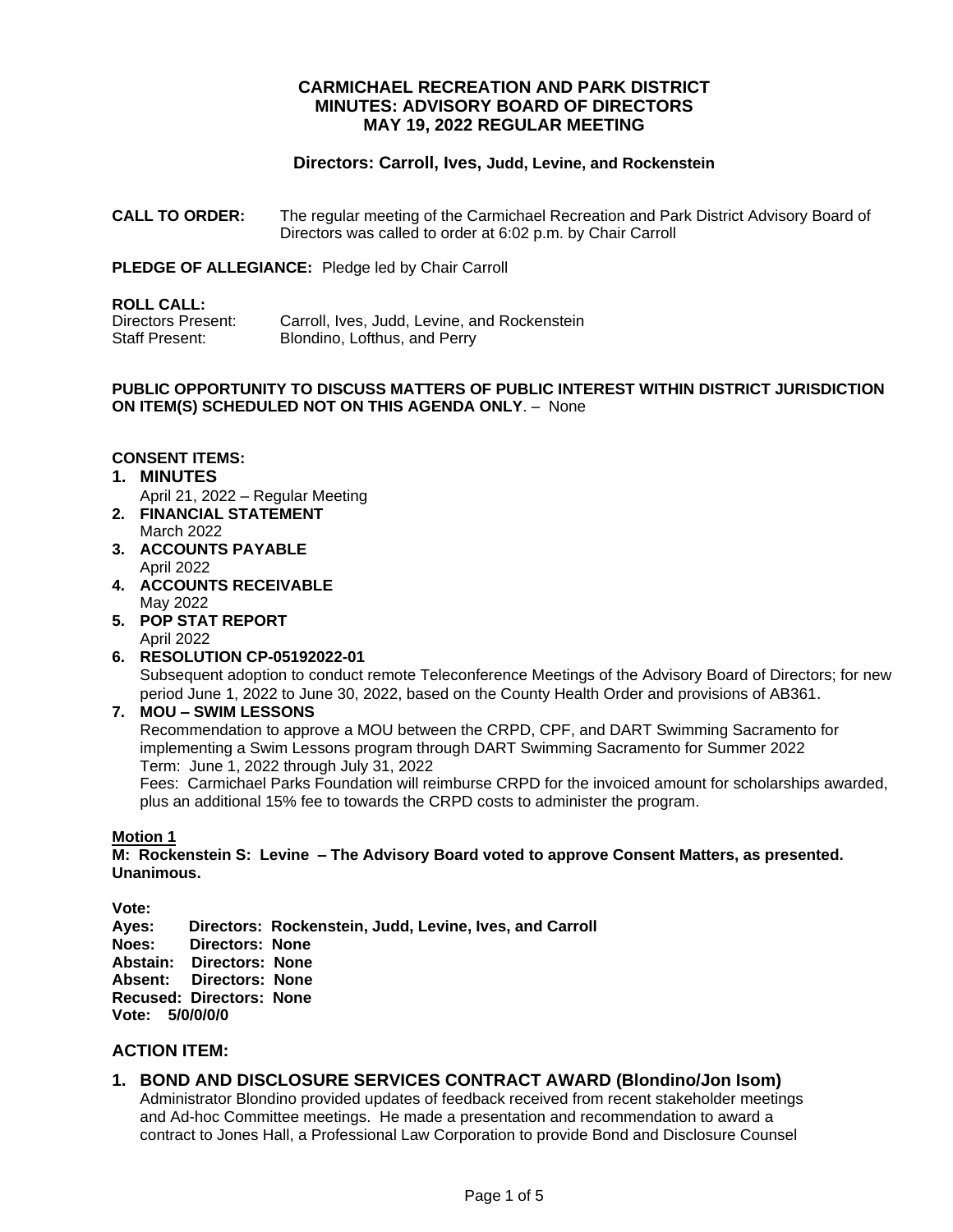# CARMICHAEL RECREATION AND PARK DISTRICT
# MINUTES: ADVISORY BOARD OF DIRECTORS
# MAY 19, 2022 REGULAR MEETING

**Directors: Carroll, Ives, Judd, Levine, and Rockenstein**

**CALL TO ORDER:** The regular meeting of the Carmichael Recreation and Park District Advisory Board of Directors was called to order at 6:02 p.m. by Chair Carroll

**PLEDGE OF ALLEGIANCE:** Pledge led by Chair Carroll

**ROLL CALL:**
Directors Present: Carroll, Ives, Judd, Levine, and Rockenstein
Staff Present: Blondino, Lofthus, and Perry

**PUBLIC OPPORTUNITY TO DISCUSS MATTERS OF PUBLIC INTEREST WITHIN DISTRICT JURISDICTION ON ITEM(S) SCHEDULED NOT ON THIS AGENDA ONLY**. – None

**CONSENT ITEMS:**

1. **MINUTES**
   April 21, 2022 – Regular Meeting
2. **FINANCIAL STATEMENT**
   March 2022
3. **ACCOUNTS PAYABLE**
   April 2022
4. **ACCOUNTS RECEIVABLE**
   May 2022
5. **POP STAT REPORT**
   April 2022
6. **RESOLUTION CP-05192022-01**
   Subsequent adoption to conduct remote Teleconference Meetings of the Advisory Board of Directors; for new period June 1, 2022 to June 30, 2022, based on the County Health Order and provisions of AB361.
7. **MOU – SWIM LESSONS**
   Recommendation to approve a MOU between the CRPD, CPF, and DART Swimming Sacramento for implementing a Swim Lessons program through DART Swimming Sacramento for Summer 2022
   Term: June 1, 2022 through July 31, 2022
   Fees: Carmichael Parks Foundation will reimburse CRPD for the invoiced amount for scholarships awarded, plus an additional 15% fee to towards the CRPD costs to administer the program.

**Motion 1**
**M: Rockenstein S: Levine – The Advisory Board voted to approve Consent Matters, as presented. Unanimous.**

**Vote:**
**Ayes: Directors: Rockenstein, Judd, Levine, Ives, and Carroll**
**Noes: Directors: None**
**Abstain: Directors: None**
**Absent: Directors: None**
**Recused: Directors: None**
**Vote: 5/0/0/0/0**

## ACTION ITEM:

1. **BOND AND DISCLOSURE SERVICES CONTRACT AWARD (Blondino/Jon Isom)**
   Administrator Blondino provided updates of feedback received from recent stakeholder meetings and Ad-hoc Committee meetings. He made a presentation and recommendation to award a contract to Jones Hall, a Professional Law Corporation to provide Bond and Disclosure Counsel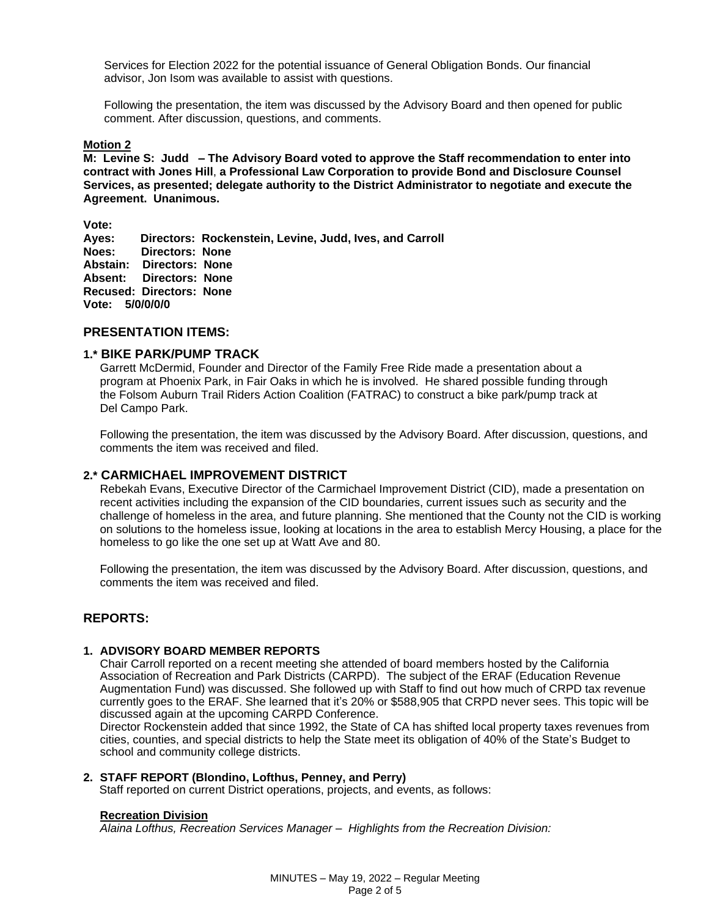Services for Election 2022 for the potential issuance of General Obligation Bonds. Our financial advisor, Jon Isom was available to assist with questions.

Following the presentation, the item was discussed by the Advisory Board and then opened for public comment. After discussion, questions, and comments.

**Motion 2**

**M: Levine S: Judd – The Advisory Board voted to approve the Staff recommendation to enter into contract with Jones Hill, a Professional Law Corporation to provide Bond and Disclosure Counsel Services, as presented; delegate authority to the District Administrator to negotiate and execute the Agreement. Unanimous.**

**Vote:**
**Ayes: Directors: Rockenstein, Levine, Judd, Ives, and Carroll**
**Noes: Directors: None**
**Abstain: Directors: None**
**Absent: Directors: None**
**Recused: Directors: None**
**Vote: 5/0/0/0/0**

## PRESENTATION ITEMS:

### 1.* BIKE PARK/PUMP TRACK

Garrett McDermid, Founder and Director of the Family Free Ride made a presentation about a program at Phoenix Park, in Fair Oaks in which he is involved. He shared possible funding through the Folsom Auburn Trail Riders Action Coalition (FATRAC) to construct a bike park/pump track at Del Campo Park.

Following the presentation, the item was discussed by the Advisory Board. After discussion, questions, and comments the item was received and filed.

### 2.* CARMICHAEL IMPROVEMENT DISTRICT

Rebekah Evans, Executive Director of the Carmichael Improvement District (CID), made a presentation on recent activities including the expansion of the CID boundaries, current issues such as security and the challenge of homeless in the area, and future planning. She mentioned that the County not the CID is working on solutions to the homeless issue, looking at locations in the area to establish Mercy Housing, a place for the homeless to go like the one set up at Watt Ave and 80.

Following the presentation, the item was discussed by the Advisory Board. After discussion, questions, and comments the item was received and filed.

## REPORTS:

### 1. ADVISORY BOARD MEMBER REPORTS

Chair Carroll reported on a recent meeting she attended of board members hosted by the California Association of Recreation and Park Districts (CARPD). The subject of the ERAF (Education Revenue Augmentation Fund) was discussed. She followed up with Staff to find out how much of CRPD tax revenue currently goes to the ERAF. She learned that it's 20% or $588,905 that CRPD never sees. This topic will be discussed again at the upcoming CARPD Conference.

Director Rockenstein added that since 1992, the State of CA has shifted local property taxes revenues from cities, counties, and special districts to help the State meet its obligation of 40% of the State's Budget to school and community college districts.

### 2. STAFF REPORT (Blondino, Lofthus, Penney, and Perry)

Staff reported on current District operations, projects, and events, as follows:

**Recreation Division**

*Alaina Lofthus, Recreation Services Manager – Highlights from the Recreation Division:*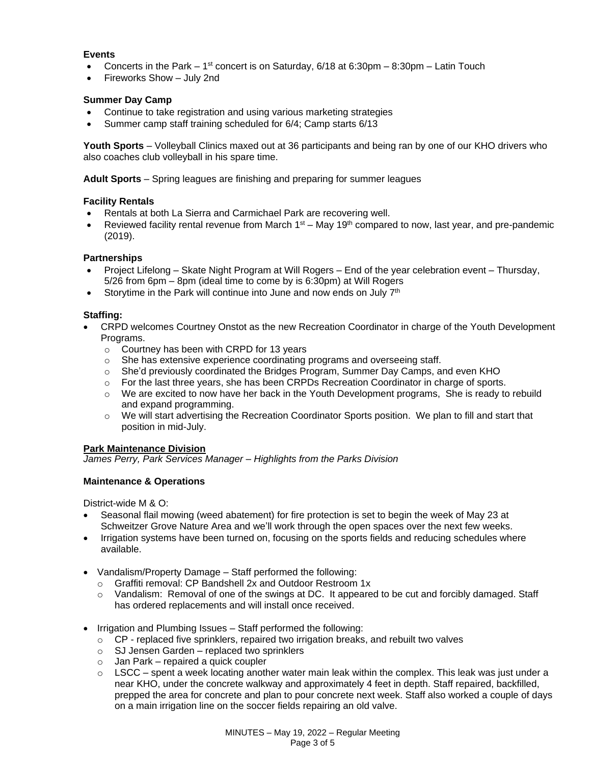**Events**

- Concerts in the Park – 1st concert is on Saturday, 6/18 at 6:30pm – 8:30pm – Latin Touch
- Fireworks Show – July 2nd

**Summer Day Camp**

- Continue to take registration and using various marketing strategies
- Summer camp staff training scheduled for 6/4; Camp starts 6/13

**Youth Sports** – Volleyball Clinics maxed out at 36 participants and being ran by one of our KHO drivers who also coaches club volleyball in his spare time.

**Adult Sports** – Spring leagues are finishing and preparing for summer leagues

**Facility Rentals**

- Rentals at both La Sierra and Carmichael Park are recovering well.
- Reviewed facility rental revenue from March 1st – May 19th compared to now, last year, and pre-pandemic (2019).

**Partnerships**

- Project Lifelong – Skate Night Program at Will Rogers – End of the year celebration event – Thursday, 5/26 from 6pm – 8pm (ideal time to come by is 6:30pm) at Will Rogers
- Storytime in the Park will continue into June and now ends on July 7th

**Staffing:**

- CRPD welcomes Courtney Onstot as the new Recreation Coordinator in charge of the Youth Development Programs.
  - Courtney has been with CRPD for 13 years
  - She has extensive experience coordinating programs and overseeing staff.
  - She'd previously coordinated the Bridges Program, Summer Day Camps, and even KHO
  - For the last three years, she has been CRPDs Recreation Coordinator in charge of sports.
  - We are excited to now have her back in the Youth Development programs, She is ready to rebuild and expand programming.
  - We will start advertising the Recreation Coordinator Sports position. We plan to fill and start that position in mid-July.

**Park Maintenance Division**

*James Perry, Park Services Manager – Highlights from the Parks Division*

**Maintenance & Operations**

District-wide M & O:

- Seasonal flail mowing (weed abatement) for fire protection is set to begin the week of May 23 at Schweitzer Grove Nature Area and we'll work through the open spaces over the next few weeks.
- Irrigation systems have been turned on, focusing on the sports fields and reducing schedules where available.

- Vandalism/Property Damage – Staff performed the following:
  - Graffiti removal: CP Bandshell 2x and Outdoor Restroom 1x
  - Vandalism: Removal of one of the swings at DC. It appeared to be cut and forcibly damaged. Staff has ordered replacements and will install once received.

- Irrigation and Plumbing Issues – Staff performed the following:
  - CP - replaced five sprinklers, repaired two irrigation breaks, and rebuilt two valves
  - SJ Jensen Garden – replaced two sprinklers
  - Jan Park – repaired a quick coupler
  - LSCC – spent a week locating another water main leak within the complex. This leak was just under a near KHO, under the concrete walkway and approximately 4 feet in depth. Staff repaired, backfilled, prepped the area for concrete and plan to pour concrete next week. Staff also worked a couple of days on a main irrigation line on the soccer fields repairing an old valve.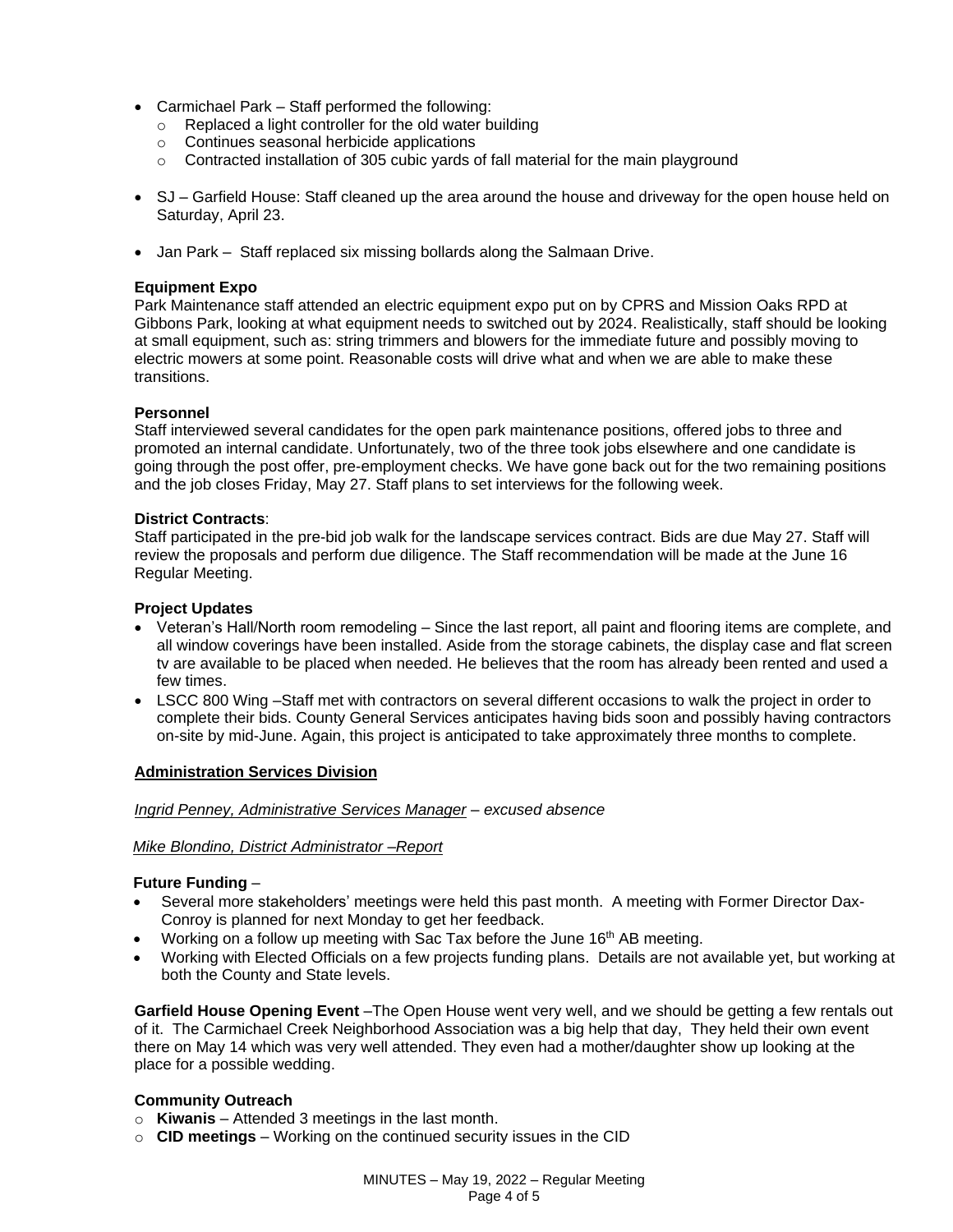- Carmichael Park – Staff performed the following:
  - Replaced a light controller for the old water building
  - Continues seasonal herbicide applications
  - Contracted installation of 305 cubic yards of fall material for the main playground

- SJ – Garfield House: Staff cleaned up the area around the house and driveway for the open house held on Saturday, April 23.

- Jan Park – Staff replaced six missing bollards along the Salmaan Drive.

**Equipment Expo**
Park Maintenance staff attended an electric equipment expo put on by CPRS and Mission Oaks RPD at Gibbons Park, looking at what equipment needs to switched out by 2024. Realistically, staff should be looking at small equipment, such as: string trimmers and blowers for the immediate future and possibly moving to electric mowers at some point. Reasonable costs will drive what and when we are able to make these transitions.

**Personnel**
Staff interviewed several candidates for the open park maintenance positions, offered jobs to three and promoted an internal candidate. Unfortunately, two of the three took jobs elsewhere and one candidate is going through the post offer, pre-employment checks. We have gone back out for the two remaining positions and the job closes Friday, May 27. Staff plans to set interviews for the following week.

**District Contracts**:
Staff participated in the pre-bid job walk for the landscape services contract. Bids are due May 27. Staff will review the proposals and perform due diligence. The Staff recommendation will be made at the June 16 Regular Meeting.

**Project Updates**
- Veteran's Hall/North room remodeling – Since the last report, all paint and flooring items are complete, and all window coverings have been installed. Aside from the storage cabinets, the display case and flat screen tv are available to be placed when needed. He believes that the room has already been rented and used a few times.
- LSCC 800 Wing –Staff met with contractors on several different occasions to walk the project in order to complete their bids. County General Services anticipates having bids soon and possibly having contractors on-site by mid-June. Again, this project is anticipated to take approximately three months to complete.

**Administration Services Division**

*Ingrid Penney, Administrative Services Manager – excused absence*

*Mike Blondino, District Administrator –Report*

**Future Funding** –
- Several more stakeholders' meetings were held this past month. A meeting with Former Director Dax-Conroy is planned for next Monday to get her feedback.
- Working on a follow up meeting with Sac Tax before the June 16th AB meeting.
- Working with Elected Officials on a few projects funding plans. Details are not available yet, but working at both the County and State levels.

**Garfield House Opening Event** –The Open House went very well, and we should be getting a few rentals out of it. The Carmichael Creek Neighborhood Association was a big help that day, They held their own event there on May 14 which was very well attended. They even had a mother/daughter show up looking at the place for a possible wedding.

**Community Outreach**
- **Kiwanis** – Attended 3 meetings in the last month.
- **CID meetings** – Working on the continued security issues in the CID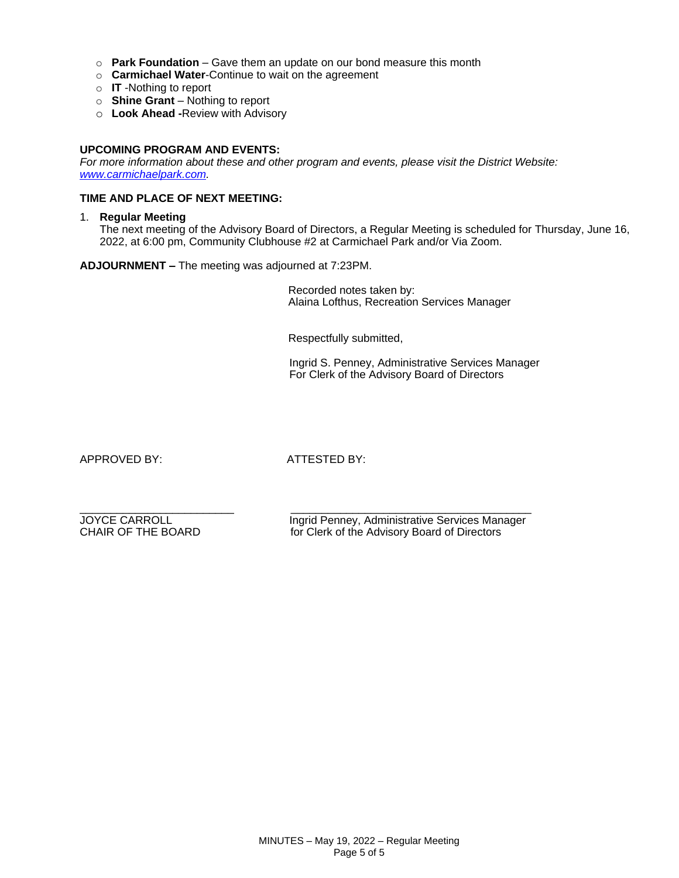- **Park Foundation** – Gave them an update on our bond measure this month
- **Carmichael Water**-Continue to wait on the agreement
- **IT** -Nothing to report
- **Shine Grant** – Nothing to report
- **Look Ahead** -Review with Advisory

**UPCOMING PROGRAM AND EVENTS:**

*For more information about these and other program and events, please visit the District Website: [www.carmichaelpark.com](http://www.carmichaelpark.com).*

**TIME AND PLACE OF NEXT MEETING:**

1. **Regular Meeting**
   The next meeting of the Advisory Board of Directors, a Regular Meeting is scheduled for Thursday, June 16, 2022, at 6:00 pm, Community Clubhouse #2 at Carmichael Park and/or Via Zoom.

**ADJOURNMENT –** The meeting was adjourned at 7:23PM.

Recorded notes taken by:
Alaina Lofthus, Recreation Services Manager

Respectfully submitted,

Ingrid S. Penney, Administrative Services Manager
For Clerk of the Advisory Board of Directors

APPROVED BY:

\_\_\_\_\_\_\_\_\_\_\_\_\_\_\_\_\_\_\_\_\_\_\_\_\_\_
JOYCE CARROLL
CHAIR OF THE BOARD

ATTESTED BY:

\_\_\_\_\_\_\_\_\_\_\_\_\_\_\_\_\_\_\_\_\_\_\_\_\_\_\_\_\_\_\_\_\_\_\_\_\_\_\_\_
Ingrid Penney, Administrative Services Manager
for Clerk of the Advisory Board of Directors